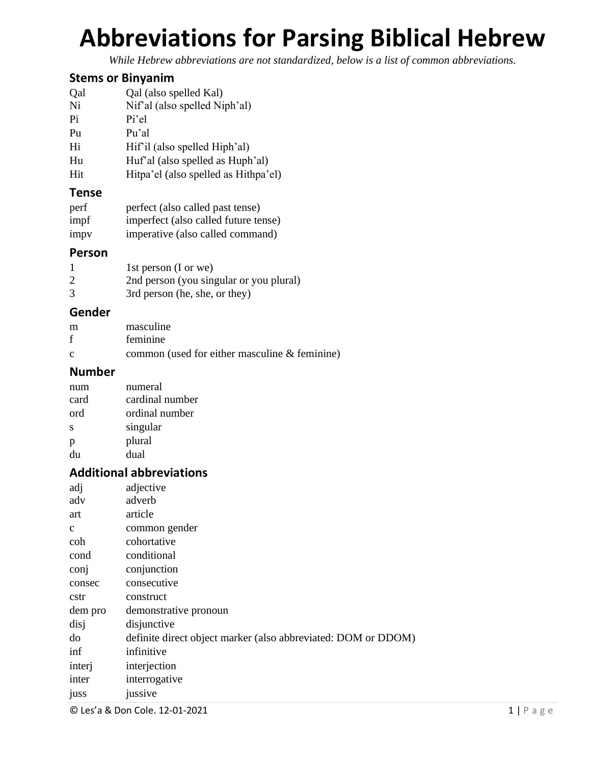# Abbreviations for Parsing Biblical Hebrew

*While Hebrew abbreviations are not standardized, below is a list of common abbreviations.*

## Stems or Binyanim

| | |
|---|---|
| Qal | Qal (also spelled Kal) |
| Ni | Nif'al (also spelled Niph'al) |
| Pi | Pi'el |
| Pu | Pu'al |
| Hi | Hif'il (also spelled Hiph'al) |
| Hu | Huf'al (also spelled as Huph'al) |
| Hit | Hitpa'el (also spelled as Hithpa'el) |

## Tense

| | |
|---|---|
| perf | perfect (also called past tense) |
| impf | imperfect (also called future tense) |
| impv | imperative (also called command) |

## Person

| | |
|---|---|
| 1 | 1st person (I or we) |
| 2 | 2nd person (you singular or you plural) |
| 3 | 3rd person (he, she, or they) |

## Gender

| | |
|---|---|
| m | masculine |
| f | feminine |
| c | common (used for either masculine & feminine) |

## Number

| | |
|---|---|
| num | numeral |
| card | cardinal number |
| ord | ordinal number |
| s | singular |
| p | plural |
| du | dual |

## Additional abbreviations

| | |
|---|---|
| adj | adjective |
| adv | adverb |
| art | article |
| c | common gender |
| coh | cohortative |
| cond | conditional |
| conj | conjunction |
| consec | consecutive |
| cstr | construct |
| dem pro | demonstrative pronoun |
| disj | disjunctive |
| do | definite direct object marker (also abbreviated: DOM or DDOM) |
| inf | infinitive |
| interj | interjection |
| inter | interrogative |
| juss | jussive |

© Les'a & Don Cole. 12-01-2021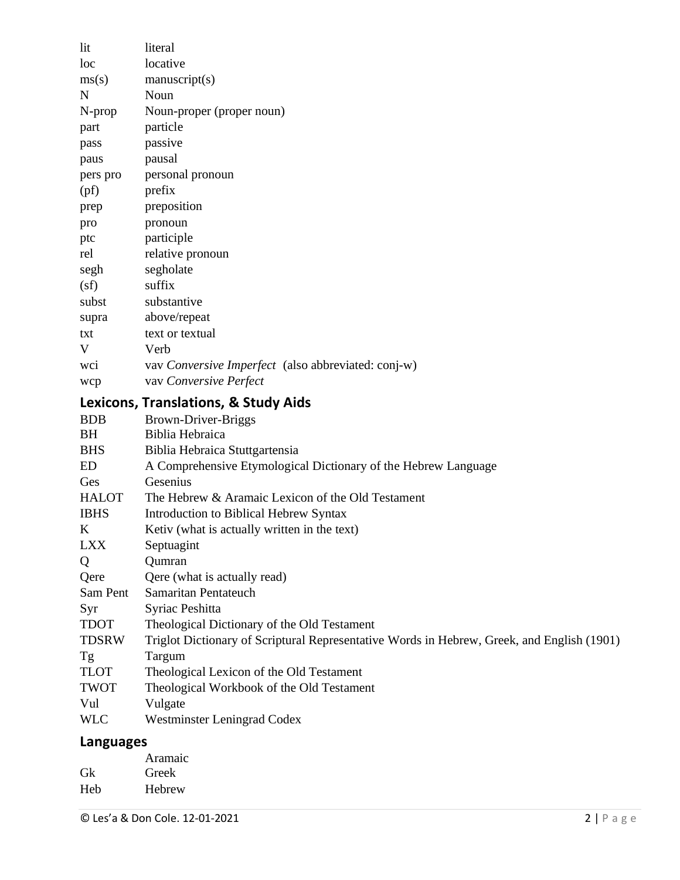| | |
|---|---|
| lit | literal |
| loc | locative |
| ms(s) | manuscript(s) |
| N | Noun |
| N-prop | Noun-proper (proper noun) |
| part | particle |
| pass | passive |
| paus | pausal |
| pers pro | personal pronoun |
| (pf) | prefix |
| prep | preposition |
| pro | pronoun |
| ptc | participle |
| rel | relative pronoun |
| segh | segholate |
| (sf) | suffix |
| subst | substantive |
| supra | above/repeat |
| txt | text or textual |
| V | Verb |
| wci | vav *Conversive Imperfect* (also abbreviated: conj-w) |
| wcp | vav *Conversive Perfect* |

## Lexicons, Translations, & Study Aids

| | |
|---|---|
| BDB | Brown-Driver-Briggs |
| BH | Biblia Hebraica |
| BHS | Biblia Hebraica Stuttgartensia |
| ED | A Comprehensive Etymological Dictionary of the Hebrew Language |
| Ges | Gesenius |
| HALOT | The Hebrew & Aramaic Lexicon of the Old Testament |
| IBHS | Introduction to Biblical Hebrew Syntax |
| K | Ketiv (what is actually written in the text) |
| LXX | Septuagint |
| Q | Qumran |
| Qere | Qere (what is actually read) |
| Sam Pent | Samaritan Pentateuch |
| Syr | Syriac Peshitta |
| TDOT | Theological Dictionary of the Old Testament |
| TDSRW | Triglot Dictionary of Scriptural Representative Words in Hebrew, Greek, and English (1901) |
| Tg | Targum |
| TLOT | Theological Lexicon of the Old Testament |
| TWOT | Theological Workbook of the Old Testament |
| Vul | Vulgate |
| WLC | Westminster Leningrad Codex |

## Languages

| | |
|---|---|
| | Aramaic |
| Gk | Greek |
| Heb | Hebrew |

© Les'a & Don Cole. 12-01-2021